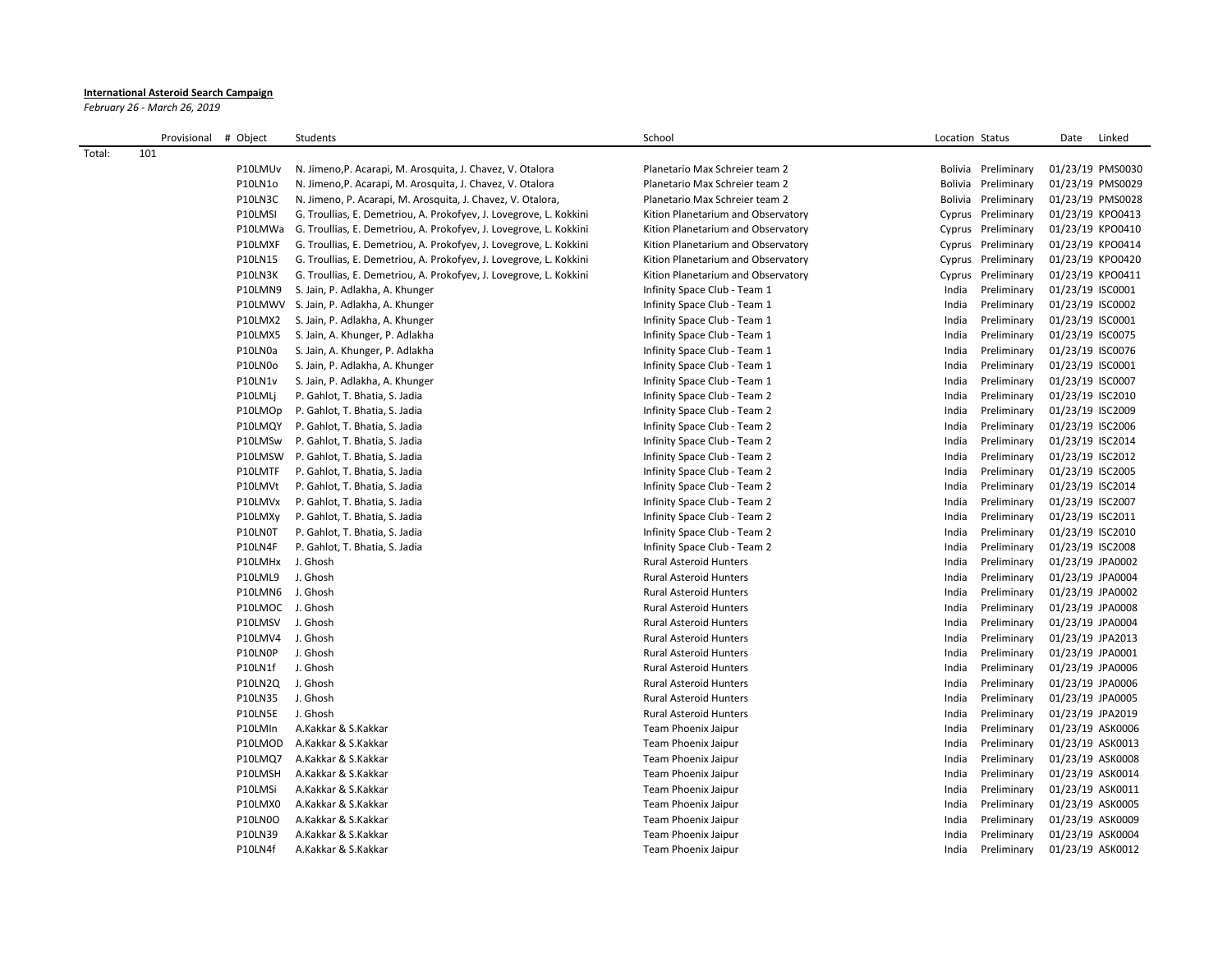**International Asteroid Search Campaign**

*February 26 - March 26, 2019*

| | Provisional | # Object | Students | School | Location | Status | Date | Linked |
|---|---|---|---|---|---|---|---|---|
| Total: | 101 | | | | | | | |
| | | P10LMUv | N. Jimeno,P. Acarapi, M. Arosquita, J. Chavez, V. Otalora | Planetario Max Schreier team 2 | Bolivia | Preliminary | 01/23/19 | PMS0030 |
| | | P10LN1o | N. Jimeno,P. Acarapi, M. Arosquita, J. Chavez, V. Otalora | Planetario Max Schreier team 2 | Bolivia | Preliminary | 01/23/19 | PMS0029 |
| | | P10LN3C | N. Jimeno, P. Acarapi, M. Arosquita, J. Chavez, V. Otalora, | Planetario Max Schreier team 2 | Bolivia | Preliminary | 01/23/19 | PMS0028 |
| | | P10LMSI | G. Troullias, E. Demetriou, A. Prokofyev, J. Lovegrove, L. Kokkini | Kition Planetarium and Observatory | Cyprus | Preliminary | 01/23/19 | KPO0413 |
| | | P10LMWa | G. Troullias, E. Demetriou, A. Prokofyev, J. Lovegrove, L. Kokkini | Kition Planetarium and Observatory | Cyprus | Preliminary | 01/23/19 | KPO0410 |
| | | P10LMXF | G. Troullias, E. Demetriou, A. Prokofyev, J. Lovegrove, L. Kokkini | Kition Planetarium and Observatory | Cyprus | Preliminary | 01/23/19 | KPO0414 |
| | | P10LN15 | G. Troullias, E. Demetriou, A. Prokofyev, J. Lovegrove, L. Kokkini | Kition Planetarium and Observatory | Cyprus | Preliminary | 01/23/19 | KPO0420 |
| | | P10LN3K | G. Troullias, E. Demetriou, A. Prokofyev, J. Lovegrove, L. Kokkini | Kition Planetarium and Observatory | Cyprus | Preliminary | 01/23/19 | KPO0411 |
| | | P10LMN9 | S. Jain, P. Adlakha, A. Khunger | Infinity Space Club - Team 1 | India | Preliminary | 01/23/19 | ISC0001 |
| | | P10LMWV | S. Jain, P. Adlakha, A. Khunger | Infinity Space Club - Team 1 | India | Preliminary | 01/23/19 | ISC0002 |
| | | P10LMX2 | S. Jain, P. Adlakha, A. Khunger | Infinity Space Club - Team 1 | India | Preliminary | 01/23/19 | ISC0001 |
| | | P10LMX5 | S. Jain, A. Khunger, P. Adlakha | Infinity Space Club - Team 1 | India | Preliminary | 01/23/19 | ISC0075 |
| | | P10LN0a | S. Jain, A. Khunger, P. Adlakha | Infinity Space Club - Team 1 | India | Preliminary | 01/23/19 | ISC0076 |
| | | P10LN0o | S. Jain, P. Adlakha, A. Khunger | Infinity Space Club - Team 1 | India | Preliminary | 01/23/19 | ISC0001 |
| | | P10LN1v | S. Jain, P. Adlakha, A. Khunger | Infinity Space Club - Team 1 | India | Preliminary | 01/23/19 | ISC0007 |
| | | P10LMLj | P. Gahlot, T. Bhatia, S. Jadia | Infinity Space Club - Team 2 | India | Preliminary | 01/23/19 | ISC2010 |
| | | P10LMOp | P. Gahlot, T. Bhatia, S. Jadia | Infinity Space Club - Team 2 | India | Preliminary | 01/23/19 | ISC2009 |
| | | P10LMQY | P. Gahlot, T. Bhatia, S. Jadia | Infinity Space Club - Team 2 | India | Preliminary | 01/23/19 | ISC2006 |
| | | P10LMSw | P. Gahlot, T. Bhatia, S. Jadia | Infinity Space Club - Team 2 | India | Preliminary | 01/23/19 | ISC2014 |
| | | P10LMSW | P. Gahlot, T. Bhatia, S. Jadia | Infinity Space Club - Team 2 | India | Preliminary | 01/23/19 | ISC2012 |
| | | P10LMTF | P. Gahlot, T. Bhatia, S. Jadia | Infinity Space Club - Team 2 | India | Preliminary | 01/23/19 | ISC2005 |
| | | P10LMVt | P. Gahlot, T. Bhatia, S. Jadia | Infinity Space Club - Team 2 | India | Preliminary | 01/23/19 | ISC2014 |
| | | P10LMVx | P. Gahlot, T. Bhatia, S. Jadia | Infinity Space Club - Team 2 | India | Preliminary | 01/23/19 | ISC2007 |
| | | P10LMXy | P. Gahlot, T. Bhatia, S. Jadia | Infinity Space Club - Team 2 | India | Preliminary | 01/23/19 | ISC2011 |
| | | P10LN0T | P. Gahlot, T. Bhatia, S. Jadia | Infinity Space Club - Team 2 | India | Preliminary | 01/23/19 | ISC2010 |
| | | P10LN4F | P. Gahlot, T. Bhatia, S. Jadia | Infinity Space Club - Team 2 | India | Preliminary | 01/23/19 | ISC2008 |
| | | P10LMHx | J. Ghosh | Rural Asteroid Hunters | India | Preliminary | 01/23/19 | JPA0002 |
| | | P10LML9 | J. Ghosh | Rural Asteroid Hunters | India | Preliminary | 01/23/19 | JPA0004 |
| | | P10LMN6 | J. Ghosh | Rural Asteroid Hunters | India | Preliminary | 01/23/19 | JPA0002 |
| | | P10LMOC | J. Ghosh | Rural Asteroid Hunters | India | Preliminary | 01/23/19 | JPA0008 |
| | | P10LMSV | J. Ghosh | Rural Asteroid Hunters | India | Preliminary | 01/23/19 | JPA0004 |
| | | P10LMV4 | J. Ghosh | Rural Asteroid Hunters | India | Preliminary | 01/23/19 | JPA2013 |
| | | P10LN0P | J. Ghosh | Rural Asteroid Hunters | India | Preliminary | 01/23/19 | JPA0001 |
| | | P10LN1f | J. Ghosh | Rural Asteroid Hunters | India | Preliminary | 01/23/19 | JPA0006 |
| | | P10LN2Q | J. Ghosh | Rural Asteroid Hunters | India | Preliminary | 01/23/19 | JPA0006 |
| | | P10LN35 | J. Ghosh | Rural Asteroid Hunters | India | Preliminary | 01/23/19 | JPA0005 |
| | | P10LN5E | J. Ghosh | Rural Asteroid Hunters | India | Preliminary | 01/23/19 | JPA2019 |
| | | P10LMIn | A.Kakkar & S.Kakkar | Team Phoenix Jaipur | India | Preliminary | 01/23/19 | ASK0006 |
| | | P10LMOD | A.Kakkar & S.Kakkar | Team Phoenix Jaipur | India | Preliminary | 01/23/19 | ASK0013 |
| | | P10LMQ7 | A.Kakkar & S.Kakkar | Team Phoenix Jaipur | India | Preliminary | 01/23/19 | ASK0008 |
| | | P10LMSH | A.Kakkar & S.Kakkar | Team Phoenix Jaipur | India | Preliminary | 01/23/19 | ASK0014 |
| | | P10LMSi | A.Kakkar & S.Kakkar | Team Phoenix Jaipur | India | Preliminary | 01/23/19 | ASK0011 |
| | | P10LMX0 | A.Kakkar & S.Kakkar | Team Phoenix Jaipur | India | Preliminary | 01/23/19 | ASK0005 |
| | | P10LN0O | A.Kakkar & S.Kakkar | Team Phoenix Jaipur | India | Preliminary | 01/23/19 | ASK0009 |
| | | P10LN39 | A.Kakkar & S.Kakkar | Team Phoenix Jaipur | India | Preliminary | 01/23/19 | ASK0004 |
| | | P10LN4f | A.Kakkar & S.Kakkar | Team Phoenix Jaipur | India | Preliminary | 01/23/19 | ASK0012 |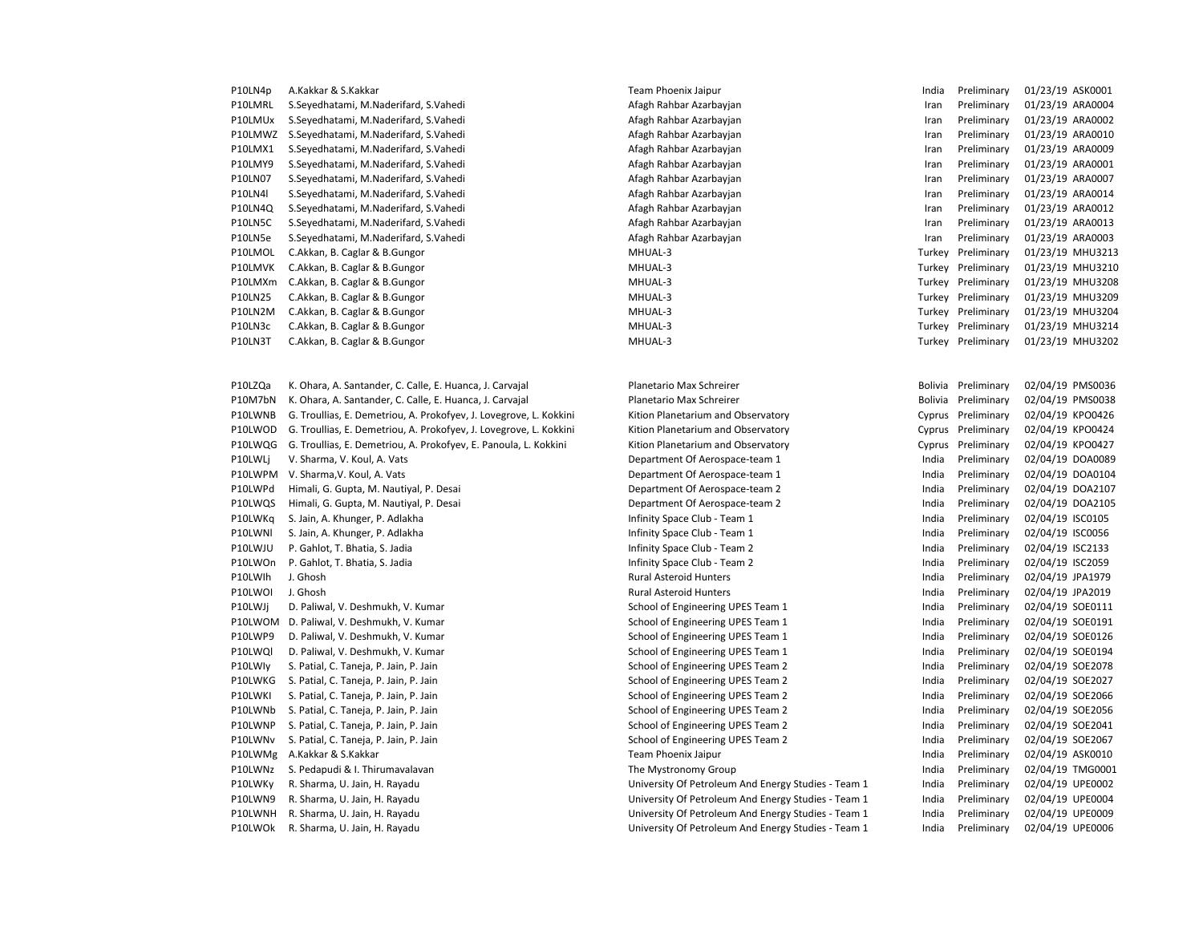| | | | | | |
|---|---|---|---|---|---|
| P10LN4p | A.Kakkar & S.Kakkar | Team Phoenix Jaipur | India | Preliminary | 01/23/19 ASK0001 |
| P10LMRL | S.Seyedhatami, M.Naderifard, S.Vahedi | Afagh Rahbar Azarbayjan | Iran | Preliminary | 01/23/19 ARA0004 |
| P10LMUx | S.Seyedhatami, M.Naderifard, S.Vahedi | Afagh Rahbar Azarbayjan | Iran | Preliminary | 01/23/19 ARA0002 |
| P10LMWZ | S.Seyedhatami, M.Naderifard, S.Vahedi | Afagh Rahbar Azarbayjan | Iran | Preliminary | 01/23/19 ARA0010 |
| P10LMX1 | S.Seyedhatami, M.Naderifard, S.Vahedi | Afagh Rahbar Azarbayjan | Iran | Preliminary | 01/23/19 ARA0009 |
| P10LMY9 | S.Seyedhatami, M.Naderifard, S.Vahedi | Afagh Rahbar Azarbayjan | Iran | Preliminary | 01/23/19 ARA0001 |
| P10LN07 | S.Seyedhatami, M.Naderifard, S.Vahedi | Afagh Rahbar Azarbayjan | Iran | Preliminary | 01/23/19 ARA0007 |
| P10LN4l | S.Seyedhatami, M.Naderifard, S.Vahedi | Afagh Rahbar Azarbayjan | Iran | Preliminary | 01/23/19 ARA0014 |
| P10LN4Q | S.Seyedhatami, M.Naderifard, S.Vahedi | Afagh Rahbar Azarbayjan | Iran | Preliminary | 01/23/19 ARA0012 |
| P10LN5C | S.Seyedhatami, M.Naderifard, S.Vahedi | Afagh Rahbar Azarbayjan | Iran | Preliminary | 01/23/19 ARA0013 |
| P10LN5e | S.Seyedhatami, M.Naderifard, S.Vahedi | Afagh Rahbar Azarbayjan | Iran | Preliminary | 01/23/19 ARA0003 |
| P10LMOL | C.Akkan, B. Caglar & B.Gungor | MHUAL-3 | Turkey | Preliminary | 01/23/19 MHU3213 |
| P10LMVK | C.Akkan, B. Caglar & B.Gungor | MHUAL-3 | Turkey | Preliminary | 01/23/19 MHU3210 |
| P10LMXm | C.Akkan, B. Caglar & B.Gungor | MHUAL-3 | Turkey | Preliminary | 01/23/19 MHU3208 |
| P10LN25 | C.Akkan, B. Caglar & B.Gungor | MHUAL-3 | Turkey | Preliminary | 01/23/19 MHU3209 |
| P10LN2M | C.Akkan, B. Caglar & B.Gungor | MHUAL-3 | Turkey | Preliminary | 01/23/19 MHU3204 |
| P10LN3c | C.Akkan, B. Caglar & B.Gungor | MHUAL-3 | Turkey | Preliminary | 01/23/19 MHU3214 |
| P10LN3T | C.Akkan, B. Caglar & B.Gungor | MHUAL-3 | Turkey | Preliminary | 01/23/19 MHU3202 |

| | | | | | |
|---|---|---|---|---|---|
| P10LZQa | K. Ohara, A. Santander, C. Calle, E. Huanca, J. Carvajal | Planetario Max Schreirer | Bolivia | Preliminary | 02/04/19 PMS0036 |
| P10M7bN | K. Ohara, A. Santander, C. Calle, E. Huanca, J. Carvajal | Planetario Max Schreirer | Bolivia | Preliminary | 02/04/19 PMS0038 |
| P10LWNB | G. Troullias, E. Demetriou, A. Prokofyev, J. Lovegrove, L. Kokkini | Kition Planetarium and Observatory | Cyprus | Preliminary | 02/04/19 KPO0426 |
| P10LWOD | G. Troullias, E. Demetriou, A. Prokofyev, J. Lovegrove, L. Kokkini | Kition Planetarium and Observatory | Cyprus | Preliminary | 02/04/19 KPO0424 |
| P10LWQG | G. Troullias, E. Demetriou, A. Prokofyev, E. Panoula, L. Kokkini | Kition Planetarium and Observatory | Cyprus | Preliminary | 02/04/19 KPO0427 |
| P10LWLj | V. Sharma, V. Koul, A. Vats | Department Of Aerospace-team 1 | India | Preliminary | 02/04/19 DOA0089 |
| P10LWPM | V. Sharma,V. Koul, A. Vats | Department Of Aerospace-team 1 | India | Preliminary | 02/04/19 DOA0104 |
| P10LWPd | Himali, G. Gupta, M. Nautiyal, P. Desai | Department Of Aerospace-team 2 | India | Preliminary | 02/04/19 DOA2107 |
| P10LWQS | Himali, G. Gupta, M. Nautiyal, P. Desai | Department Of Aerospace-team 2 | India | Preliminary | 02/04/19 DOA2105 |
| P10LWKq | S. Jain, A. Khunger, P. Adlakha | Infinity Space Club - Team 1 | India | Preliminary | 02/04/19 ISC0105 |
| P10LWNl | S. Jain, A. Khunger, P. Adlakha | Infinity Space Club - Team 1 | India | Preliminary | 02/04/19 ISC0056 |
| P10LWJU | P. Gahlot, T. Bhatia, S. Jadia | Infinity Space Club - Team 2 | India | Preliminary | 02/04/19 ISC2133 |
| P10LWOn | P. Gahlot, T. Bhatia, S. Jadia | Infinity Space Club - Team 2 | India | Preliminary | 02/04/19 ISC2059 |
| P10LWIh | J. Ghosh | Rural Asteroid Hunters | India | Preliminary | 02/04/19 JPA1979 |
| P10LWOI | J. Ghosh | Rural Asteroid Hunters | India | Preliminary | 02/04/19 JPA2019 |
| P10LWJj | D. Paliwal, V. Deshmukh, V. Kumar | School of Engineering UPES Team 1 | India | Preliminary | 02/04/19 SOE0111 |
| P10LWOM | D. Paliwal, V. Deshmukh, V. Kumar | School of Engineering UPES Team 1 | India | Preliminary | 02/04/19 SOE0191 |
| P10LWP9 | D. Paliwal, V. Deshmukh, V. Kumar | School of Engineering UPES Team 1 | India | Preliminary | 02/04/19 SOE0126 |
| P10LWQl | D. Paliwal, V. Deshmukh, V. Kumar | School of Engineering UPES Team 1 | India | Preliminary | 02/04/19 SOE0194 |
| P10LWIy | S. Patial, C. Taneja, P. Jain, P. Jain | School of Engineering UPES Team 2 | India | Preliminary | 02/04/19 SOE2078 |
| P10LWKG | S. Patial, C. Taneja, P. Jain, P. Jain | School of Engineering UPES Team 2 | India | Preliminary | 02/04/19 SOE2027 |
| P10LWKI | S. Patial, C. Taneja, P. Jain, P. Jain | School of Engineering UPES Team 2 | India | Preliminary | 02/04/19 SOE2066 |
| P10LWNb | S. Patial, C. Taneja, P. Jain, P. Jain | School of Engineering UPES Team 2 | India | Preliminary | 02/04/19 SOE2056 |
| P10LWNP | S. Patial, C. Taneja, P. Jain, P. Jain | School of Engineering UPES Team 2 | India | Preliminary | 02/04/19 SOE2041 |
| P10LWNv | S. Patial, C. Taneja, P. Jain, P. Jain | School of Engineering UPES Team 2 | India | Preliminary | 02/04/19 SOE2067 |
| P10LWMg | A.Kakkar & S.Kakkar | Team Phoenix Jaipur | India | Preliminary | 02/04/19 ASK0010 |
| P10LWNz | S. Pedapudi & I. Thirumavalavan | The Mystronomy Group | India | Preliminary | 02/04/19 TMG0001 |
| P10LWKy | R. Sharma, U. Jain, H. Rayadu | University Of Petroleum And Energy Studies - Team 1 | India | Preliminary | 02/04/19 UPE0002 |
| P10LWN9 | R. Sharma, U. Jain, H. Rayadu | University Of Petroleum And Energy Studies - Team 1 | India | Preliminary | 02/04/19 UPE0004 |
| P10LWNH | R. Sharma, U. Jain, H. Rayadu | University Of Petroleum And Energy Studies - Team 1 | India | Preliminary | 02/04/19 UPE0009 |
| P10LWOk | R. Sharma, U. Jain, H. Rayadu | University Of Petroleum And Energy Studies - Team 1 | India | Preliminary | 02/04/19 UPE0006 |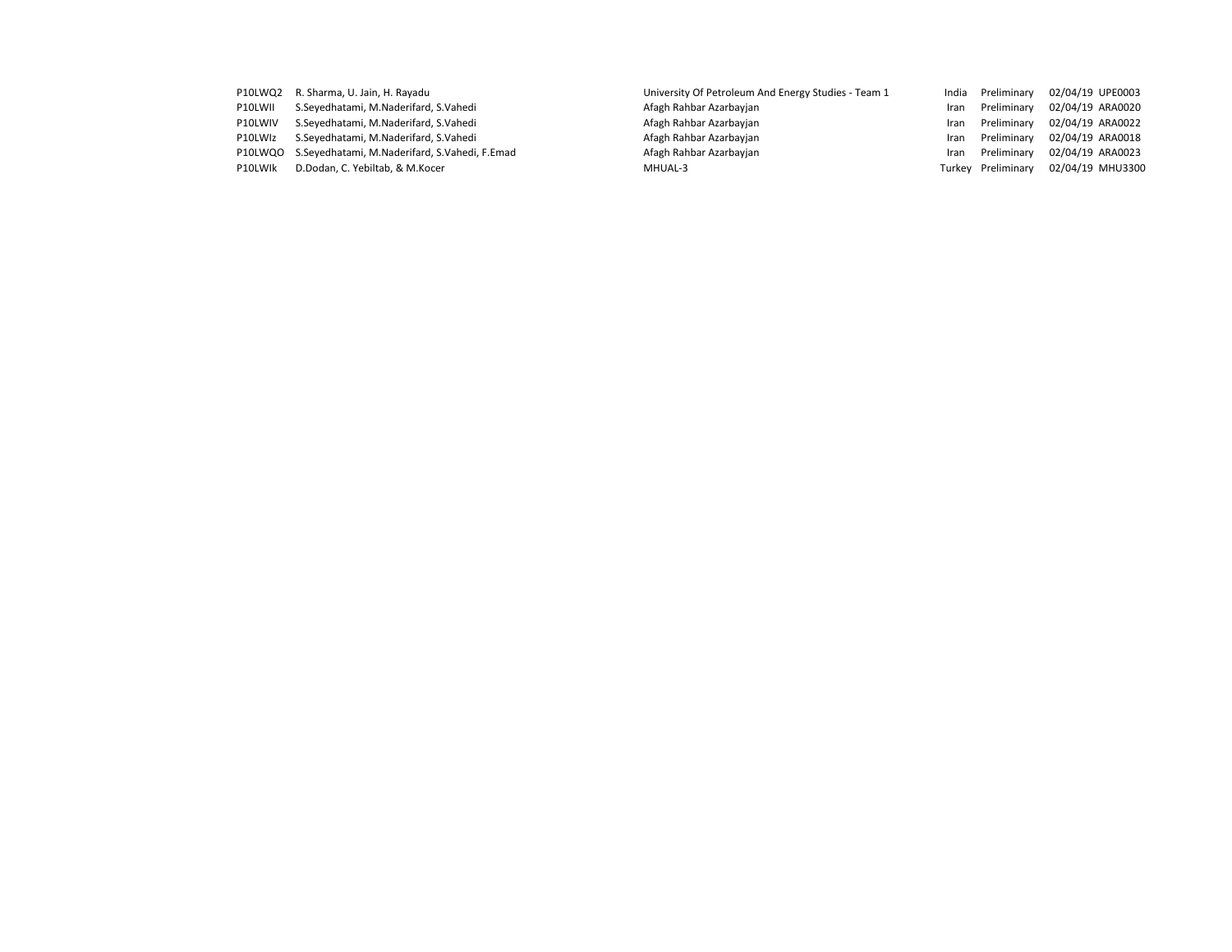| | | | | | | |
|---|---|---|---|---|---|---|
| P10LWQ2 | R. Sharma, U. Jain, H. Rayadu | University Of Petroleum And Energy Studies - Team 1 | India | Preliminary | 02/04/19 | UPE0003 |
| P10LWII | S.Seyedhatami, M.Naderifard, S.Vahedi | Afagh Rahbar Azarbayjan | Iran | Preliminary | 02/04/19 | ARA0020 |
| P10LWIV | S.Seyedhatami, M.Naderifard, S.Vahedi | Afagh Rahbar Azarbayjan | Iran | Preliminary | 02/04/19 | ARA0022 |
| P10LWIz | S.Seyedhatami, M.Naderifard, S.Vahedi | Afagh Rahbar Azarbayjan | Iran | Preliminary | 02/04/19 | ARA0018 |
| P10LWQO | S.Seyedhatami, M.Naderifard, S.Vahedi, F.Emad | Afagh Rahbar Azarbayjan | Iran | Preliminary | 02/04/19 | ARA0023 |
| P10LWIk | D.Dodan, C. Yebiltab, & M.Kocer | MHUAL-3 | Turkey | Preliminary | 02/04/19 | MHU3300 |